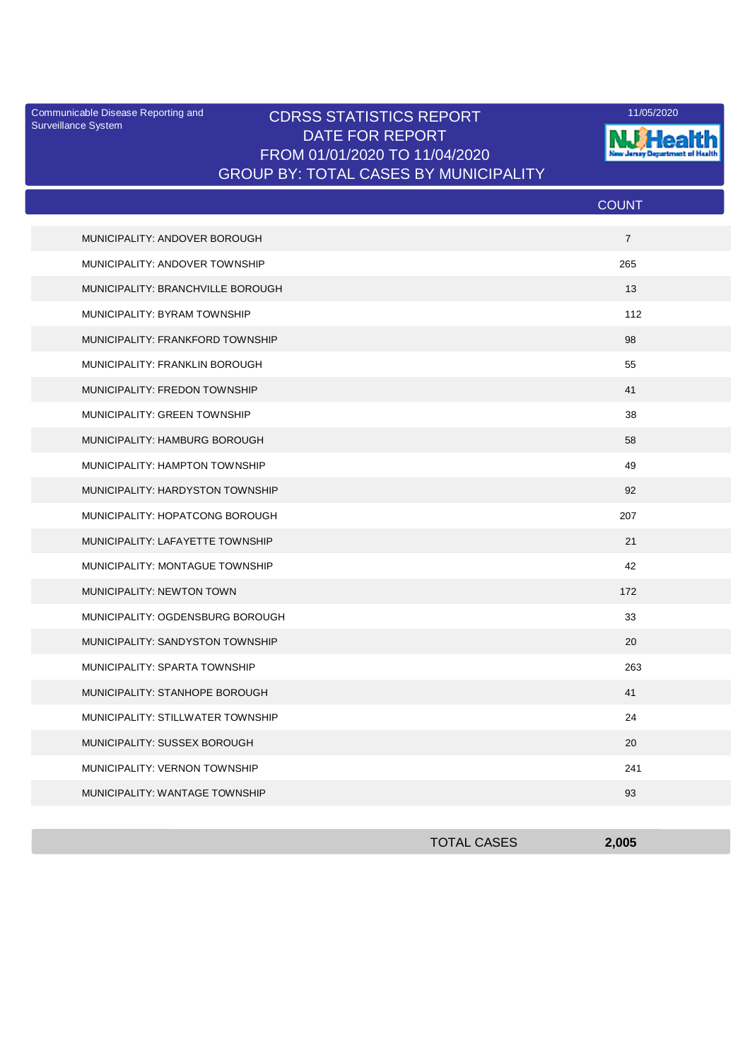Communicable Disease Reporting and Surveillance System

# CDRSS STATISTICS REPORT
## DATE FOR REPORT
## FROM 01/01/2020 TO 11/04/2020
## GROUP BY: TOTAL CASES BY MUNICIPALITY

11/05/2020

NJ Health — New Jersey Department of Health

| | COUNT |
|---|---|
| MUNICIPALITY: ANDOVER BOROUGH | 7 |
| MUNICIPALITY: ANDOVER TOWNSHIP | 265 |
| MUNICIPALITY: BRANCHVILLE BOROUGH | 13 |
| MUNICIPALITY: BYRAM TOWNSHIP | 112 |
| MUNICIPALITY: FRANKFORD TOWNSHIP | 98 |
| MUNICIPALITY: FRANKLIN BOROUGH | 55 |
| MUNICIPALITY: FREDON TOWNSHIP | 41 |
| MUNICIPALITY: GREEN TOWNSHIP | 38 |
| MUNICIPALITY: HAMBURG BOROUGH | 58 |
| MUNICIPALITY: HAMPTON TOWNSHIP | 49 |
| MUNICIPALITY: HARDYSTON TOWNSHIP | 92 |
| MUNICIPALITY: HOPATCONG BOROUGH | 207 |
| MUNICIPALITY: LAFAYETTE TOWNSHIP | 21 |
| MUNICIPALITY: MONTAGUE TOWNSHIP | 42 |
| MUNICIPALITY: NEWTON TOWN | 172 |
| MUNICIPALITY: OGDENSBURG BOROUGH | 33 |
| MUNICIPALITY: SANDYSTON TOWNSHIP | 20 |
| MUNICIPALITY: SPARTA TOWNSHIP | 263 |
| MUNICIPALITY: STANHOPE BOROUGH | 41 |
| MUNICIPALITY: STILLWATER TOWNSHIP | 24 |
| MUNICIPALITY: SUSSEX BOROUGH | 20 |
| MUNICIPALITY: VERNON TOWNSHIP | 241 |
| MUNICIPALITY: WANTAGE TOWNSHIP | 93 |
| TOTAL CASES | **2,005** |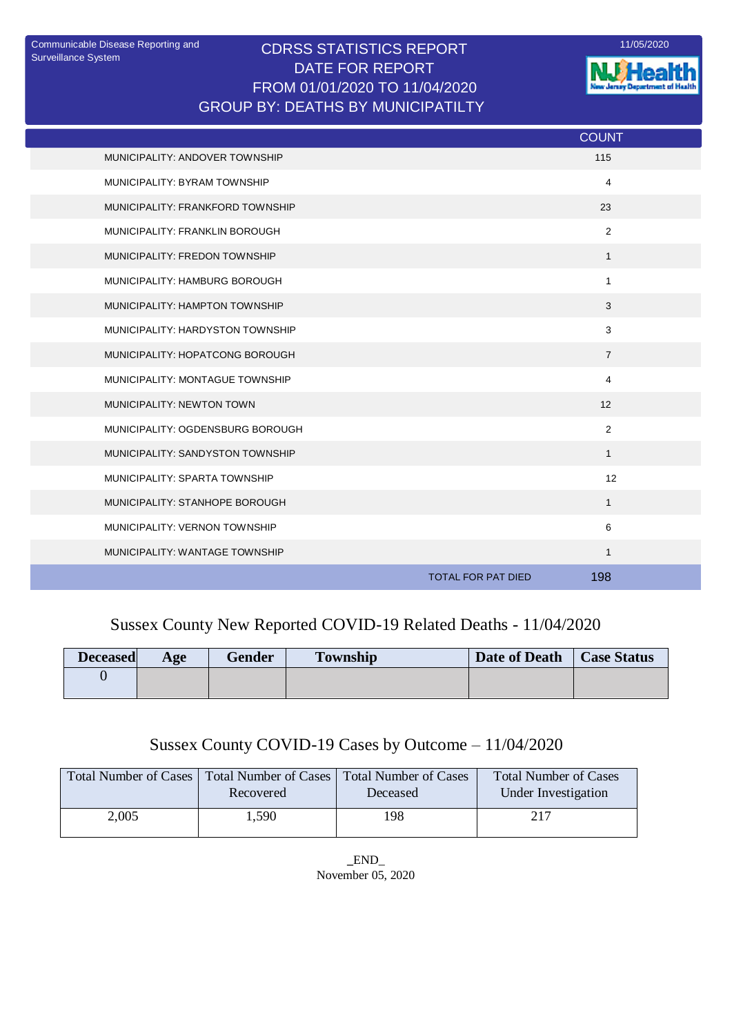Communicable Disease Reporting and Surveillance System

# CDRSS STATISTICS REPORT
## DATE FOR REPORT
## FROM 01/01/2020 TO 11/04/2020
## GROUP BY: DEATHS BY MUNICIPATILTY

11/05/2020

NJ Health New Jersey Department of Health

| | COUNT |
|---|---|
| MUNICIPALITY: ANDOVER TOWNSHIP | 115 |
| MUNICIPALITY: BYRAM TOWNSHIP | 4 |
| MUNICIPALITY: FRANKFORD TOWNSHIP | 23 |
| MUNICIPALITY: FRANKLIN BOROUGH | 2 |
| MUNICIPALITY: FREDON TOWNSHIP | 1 |
| MUNICIPALITY: HAMBURG BOROUGH | 1 |
| MUNICIPALITY: HAMPTON TOWNSHIP | 3 |
| MUNICIPALITY: HARDYSTON TOWNSHIP | 3 |
| MUNICIPALITY: HOPATCONG BOROUGH | 7 |
| MUNICIPALITY: MONTAGUE TOWNSHIP | 4 |
| MUNICIPALITY: NEWTON TOWN | 12 |
| MUNICIPALITY: OGDENSBURG BOROUGH | 2 |
| MUNICIPALITY: SANDYSTON TOWNSHIP | 1 |
| MUNICIPALITY: SPARTA TOWNSHIP | 12 |
| MUNICIPALITY: STANHOPE BOROUGH | 1 |
| MUNICIPALITY: VERNON TOWNSHIP | 6 |
| MUNICIPALITY: WANTAGE TOWNSHIP | 1 |
| TOTAL FOR PAT DIED | 198 |

## Sussex County New Reported COVID-19 Related Deaths - 11/04/2020

| Deceased | Age | Gender | Township | Date of Death | Case Status |
|---|---|---|---|---|---|
| 0 | | | | | |

## Sussex County COVID-19 Cases by Outcome – 11/04/2020

| Total Number of Cases | Total Number of Cases Recovered | Total Number of Cases Deceased | Total Number of Cases Under Investigation |
|---|---|---|---|
| 2,005 | 1,590 | 198 | 217 |

_END_
November 05, 2020